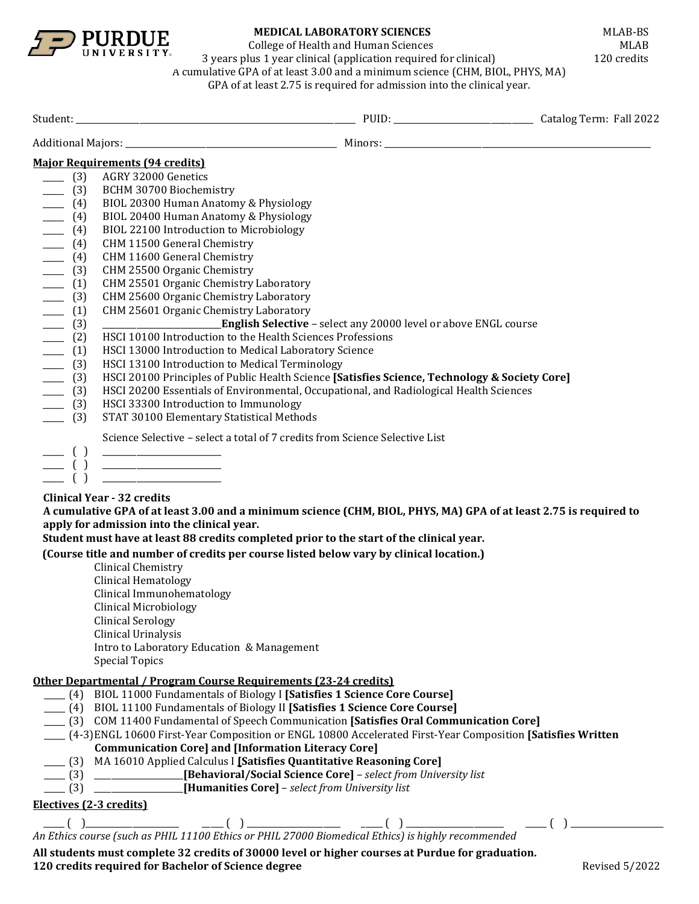# MEDICAL LABORATORY SCIENCES

College of Health and Human Sciences

3 years plus 1 year clinical (application required for clinical)

A cumulative GPA of at least 3.00 and a minimum science (CHM, BIOL, PHYS, MA) GPA of at least 2.75 is required for admission into the clinical year.

MLAB-BS
MLAB
120 credits

Student: ______________________ PUID: ______________ Catalog Term: Fall 2022

Additional Majors: ______________________ Minors: ______________________

## Major Requirements (94 credits)

- ____ (3) AGRY 32000 Genetics
- ____ (3) BCHM 30700 Biochemistry
- ____ (4) BIOL 20300 Human Anatomy & Physiology
- ____ (4) BIOL 20400 Human Anatomy & Physiology
- ____ (4) BIOL 22100 Introduction to Microbiology
- ____ (4) CHM 11500 General Chemistry
- ____ (4) CHM 11600 General Chemistry
- ____ (3) CHM 25500 Organic Chemistry
- ____ (1) CHM 25501 Organic Chemistry Laboratory
- ____ (3) CHM 25600 Organic Chemistry Laboratory
- ____ (1) CHM 25601 Organic Chemistry Laboratory
- ____ (3) ____________ **English Selective** – select any 20000 level or above ENGL course
- ____ (2) HSCI 10100 Introduction to the Health Sciences Professions
- ____ (1) HSCI 13000 Introduction to Medical Laboratory Science
- ____ (3) HSCI 13100 Introduction to Medical Terminology
- ____ (3) HSCI 20100 Principles of Public Health Science **[Satisfies Science, Technology & Society Core]**
- ____ (3) HSCI 20200 Essentials of Environmental, Occupational, and Radiological Health Sciences
- ____ (3) HSCI 33300 Introduction to Immunology
- ____ (3) STAT 30100 Elementary Statistical Methods

Science Selective – select a total of 7 credits from Science Selective List

- ____ ( ) ____________
- ____ ( ) ____________
- ____ ( ) ____________

**Clinical Year - 32 credits**

**A cumulative GPA of at least 3.00 and a minimum science (CHM, BIOL, PHYS, MA) GPA of at least 2.75 is required to apply for admission into the clinical year.**

**Student must have at least 88 credits completed prior to the start of the clinical year.**

**(Course title and number of credits per course listed below vary by clinical location.)**

- Clinical Chemistry
- Clinical Hematology
- Clinical Immunohematology
- Clinical Microbiology
- Clinical Serology
- Clinical Urinalysis
- Intro to Laboratory Education & Management
- Special Topics

## Other Departmental / Program Course Requirements (23-24 credits)

- ____ (4) BIOL 11000 Fundamentals of Biology I **[Satisfies 1 Science Core Course]**
- ____ (4) BIOL 11100 Fundamentals of Biology II **[Satisfies 1 Science Core Course]**
- ____ (3) COM 11400 Fundamental of Speech Communication **[Satisfies Oral Communication Core]**
- ____ (4-3) ENGL 10600 First-Year Composition or ENGL 10800 Accelerated First-Year Composition **[Satisfies Written Communication Core] and [Information Literacy Core]**
- ____ (3) MA 16010 Applied Calculus I **[Satisfies Quantitative Reasoning Core]**
- ____ (3) ____________ **[Behavioral/Social Science Core]** – *select from University list*
- ____ (3) ____________ **[Humanities Core]** – *select from University list*

## Electives (2-3 credits)

____ ( ) ____________ ____ ( ) ____________ ____ ( ) ____________ ____ ( ) ____________

*An Ethics course (such as PHIL 11100 Ethics or PHIL 27000 Biomedical Ethics) is highly recommended*

**All students must complete 32 credits of 30000 level or higher courses at Purdue for graduation.**

**120 credits required for Bachelor of Science degree**

Revised 5/2022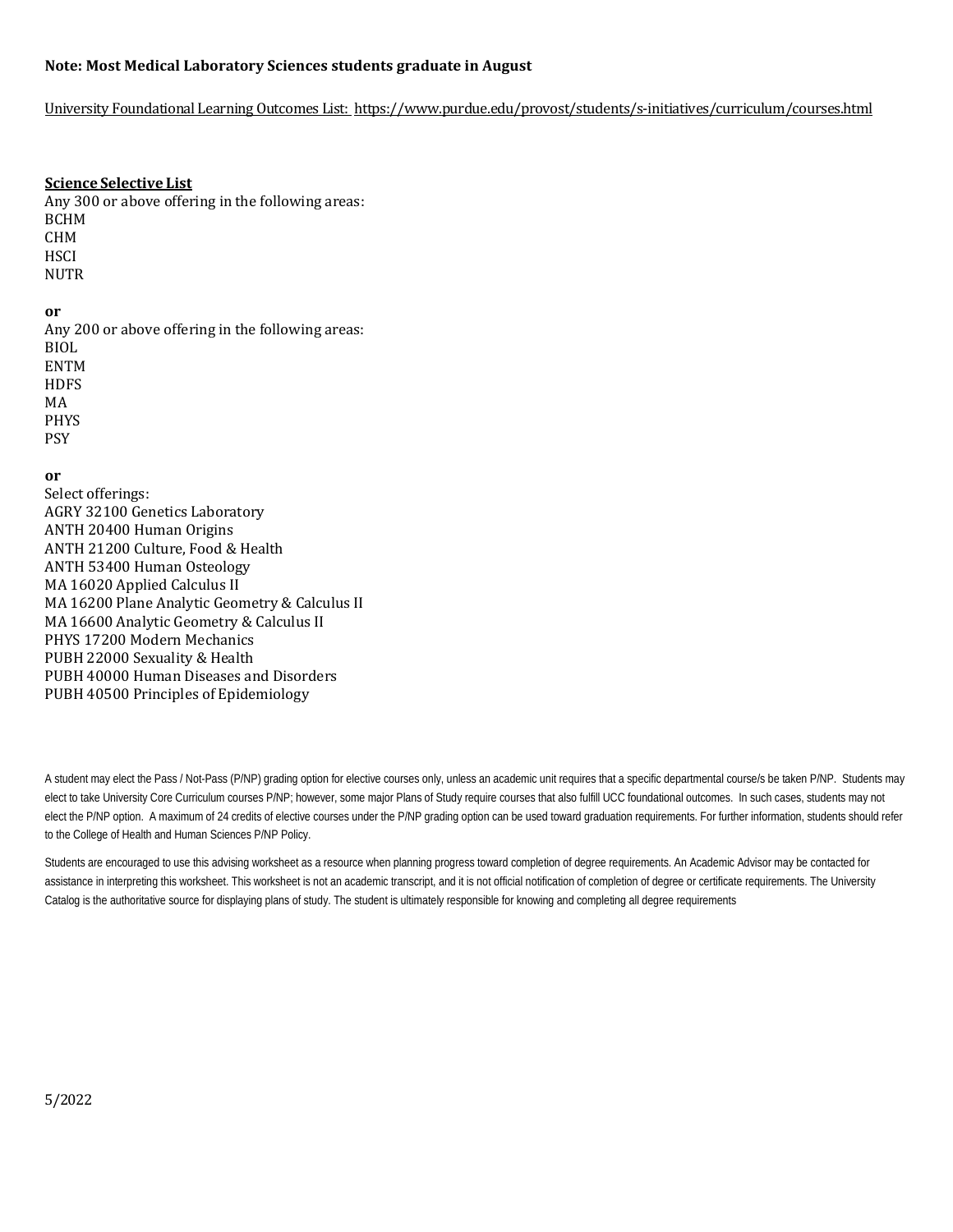**Note: Most Medical Laboratory Sciences students graduate in August**

University Foundational Learning Outcomes List: https://www.purdue.edu/provost/students/s-initiatives/curriculum/courses.html

**Science Selective List**

Any 300 or above offering in the following areas:
BCHM
CHM
HSCI
NUTR

**or**

Any 200 or above offering in the following areas:
BIOL
ENTM
HDFS
MA
PHYS
PSY

**or**

Select offerings:
AGRY 32100 Genetics Laboratory
ANTH 20400 Human Origins
ANTH 21200 Culture, Food & Health
ANTH 53400 Human Osteology
MA 16020 Applied Calculus II
MA 16200 Plane Analytic Geometry & Calculus II
MA 16600 Analytic Geometry & Calculus II
PHYS 17200 Modern Mechanics
PUBH 22000 Sexuality & Health
PUBH 40000 Human Diseases and Disorders
PUBH 40500 Principles of Epidemiology

A student may elect the Pass / Not-Pass (P/NP) grading option for elective courses only, unless an academic unit requires that a specific departmental course/s be taken P/NP. Students may elect to take University Core Curriculum courses P/NP; however, some major Plans of Study require courses that also fulfill UCC foundational outcomes. In such cases, students may not elect the P/NP option. A maximum of 24 credits of elective courses under the P/NP grading option can be used toward graduation requirements. For further information, students should refer to the College of Health and Human Sciences P/NP Policy.

Students are encouraged to use this advising worksheet as a resource when planning progress toward completion of degree requirements. An Academic Advisor may be contacted for assistance in interpreting this worksheet. This worksheet is not an academic transcript, and it is not official notification of completion of degree or certificate requirements. The University Catalog is the authoritative source for displaying plans of study. The student is ultimately responsible for knowing and completing all degree requirements

5/2022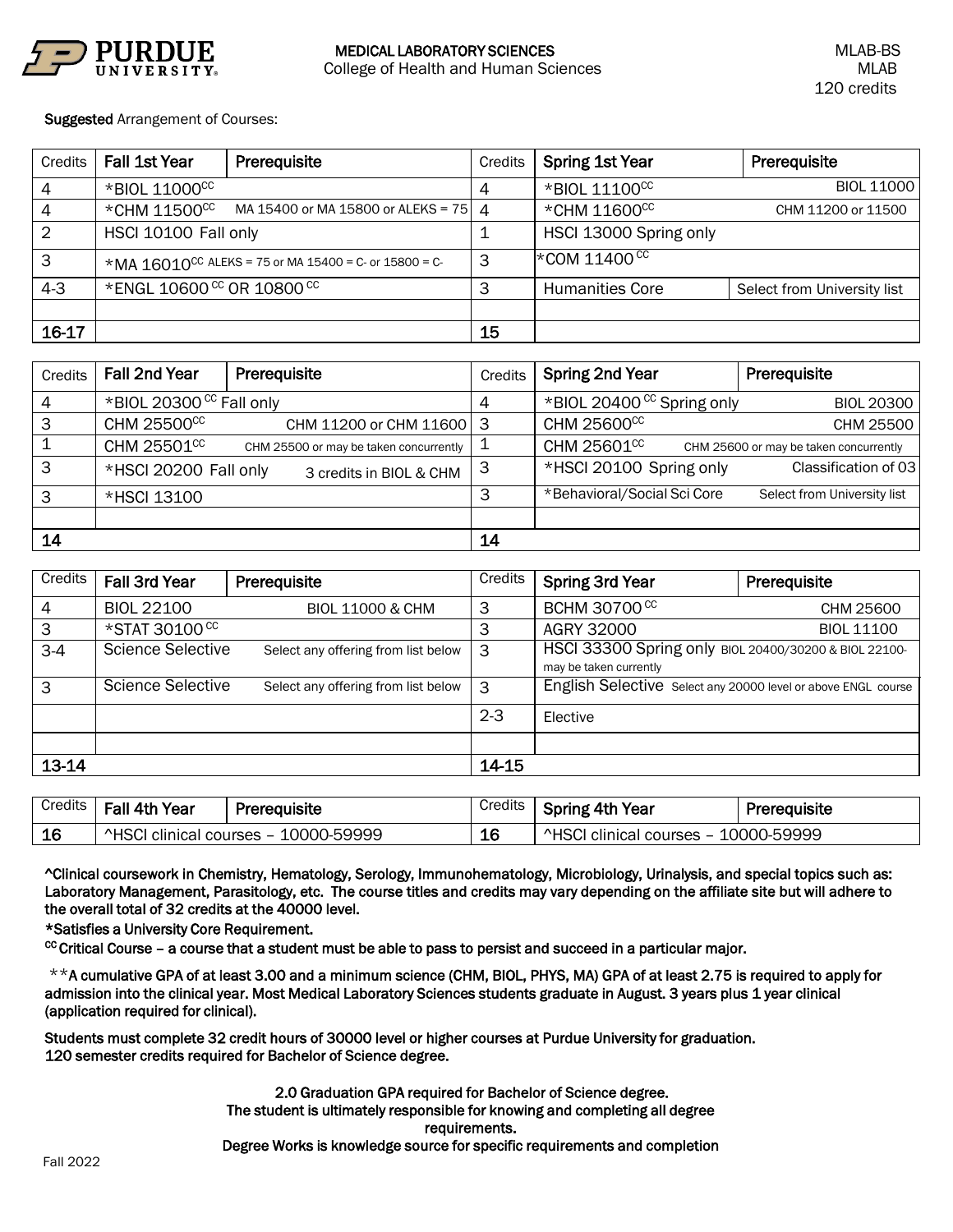**MEDICAL LABORATORY SCIENCES**
College of Health and Human Sciences

MLAB-BS
MLAB
120 credits

**Suggested** Arrangement of Courses:

| Credits | Fall 1st Year | Prerequisite | Credits | Spring 1st Year | Prerequisite |
|---|---|---|---|---|---|
| 4 | *BIOL 11000[CC] | | 4 | *BIOL 11100[CC] | BIOL 11000 |
| 4 | *CHM 11500[CC] | MA 15400 or MA 15800 or ALEKS = 75 | 4 | *CHM 11600[CC] | CHM 11200 or 11500 |
| 2 | HSCI 10100 Fall only | | 1 | HSCI 13000 Spring only | |
| 3 | *MA 16010[CC] | ALEKS = 75 or MA 15400 = C- or 15800 = C- | 3 | *COM 11400[CC] | |
| 4-3 | *ENGL 10600[CC] OR 10800[CC] | | 3 | Humanities Core | Select from University list |
| | | | | | |
| **16-17** | | | **15** | | |

| Credits | Fall 2nd Year | Prerequisite | Credits | Spring 2nd Year | Prerequisite |
|---|---|---|---|---|---|
| 4 | *BIOL 20300[CC] Fall only | | 4 | *BIOL 20400[CC] Spring only | BIOL 20300 |
| 3 | CHM 25500[CC] | CHM 11200 or CHM 11600 | 3 | CHM 25600[CC] | CHM 25500 |
| 1 | CHM 25501[CC] | CHM 25500 or may be taken concurrently | 1 | CHM 25601[CC] | CHM 25600 or may be taken concurrently |
| 3 | *HSCI 20200 Fall only | 3 credits in BIOL & CHM | 3 | *HSCI 20100 Spring only | Classification of 03 |
| 3 | *HSCI 13100 | | 3 | *Behavioral/Social Sci Core | Select from University list |
| | | | | | |
| **14** | | | **14** | | |

| Credits | Fall 3rd Year | Prerequisite | Credits | Spring 3rd Year | Prerequisite |
|---|---|---|---|---|---|
| 4 | BIOL 22100 | BIOL 11000 & CHM | 3 | BCHM 30700[CC] | CHM 25600 |
| 3 | *STAT 30100[CC] | | 3 | AGRY 32000 | BIOL 11100 |
| 3-4 | Science Selective | Select any offering from list below | 3 | HSCI 33300 Spring only | BIOL 20400/30200 & BIOL 22100- may be taken currently |
| 3 | Science Selective | Select any offering from list below | 3 | English Selective | Select any 20000 level or above ENGL course |
| | | | 2-3 | Elective | |
| | | | | | |
| **13-14** | | | **14-15** | | |

| Credits | Fall 4th Year | Prerequisite | Credits | Spring 4th Year | Prerequisite |
|---|---|---|---|---|---|
| **16** | ^HSCI clinical courses – 10000-59999 | | **16** | ^HSCI clinical courses – 10000-59999 | |

**^Clinical coursework in Chemistry, Hematology, Serology, Immunohematology, Microbiology, Urinalysis, and special topics such as: Laboratory Management, Parasitology, etc. The course titles and credits may vary depending on the affiliate site but will adhere to the overall total of 32 credits at the 40000 level.**

**\*Satisfies a University Core Requirement.**

**[CC] Critical Course – a course that a student must be able to pass to persist and succeed in a particular major.**

**\*\*A cumulative GPA of at least 3.00 and a minimum science (CHM, BIOL, PHYS, MA) GPA of at least 2.75 is required to apply for admission into the clinical year. Most Medical Laboratory Sciences students graduate in August. 3 years plus 1 year clinical (application required for clinical).**

**Students must complete 32 credit hours of 30000 level or higher courses at Purdue University for graduation.**
**120 semester credits required for Bachelor of Science degree.**

**2.0 Graduation GPA required for Bachelor of Science degree.**
**The student is ultimately responsible for knowing and completing all degree requirements.**
**Degree Works is knowledge source for specific requirements and completion**

Fall 2022